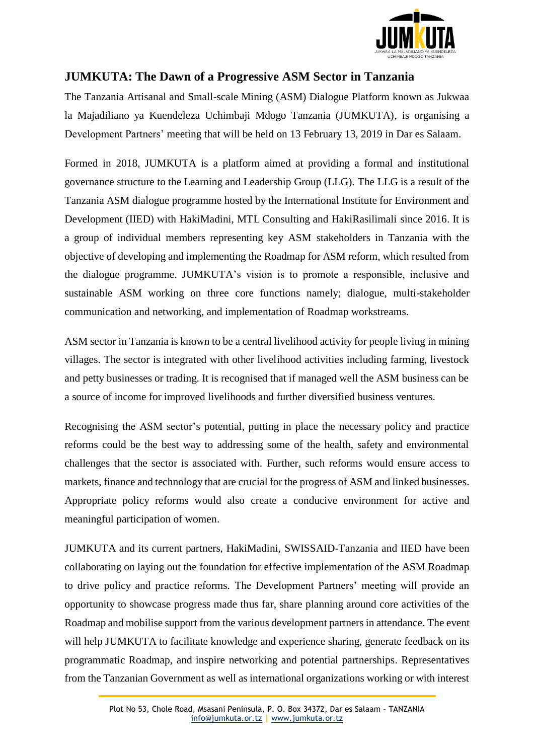# JUMKUTA: The Dawn of a Progressive ASM Sector in Tanzania

The Tanzania Artisanal and Small-scale Mining (ASM) Dialogue Platform known as Jukwaa la Majadiliano ya Kuendeleza Uchimbaji Mdogo Tanzania (JUMKUTA), is organising a Development Partners' meeting that will be held on 13 February 13, 2019 in Dar es Salaam.

Formed in 2018, JUMKUTA is a platform aimed at providing a formal and institutional governance structure to the Learning and Leadership Group (LLG). The LLG is a result of the Tanzania ASM dialogue programme hosted by the International Institute for Environment and Development (IIED) with HakiMadini, MTL Consulting and HakiRasilimali since 2016. It is a group of individual members representing key ASM stakeholders in Tanzania with the objective of developing and implementing the Roadmap for ASM reform, which resulted from the dialogue programme. JUMKUTA's vision is to promote a responsible, inclusive and sustainable ASM working on three core functions namely; dialogue, multi-stakeholder communication and networking, and implementation of Roadmap workstreams.

ASM sector in Tanzania is known to be a central livelihood activity for people living in mining villages. The sector is integrated with other livelihood activities including farming, livestock and petty businesses or trading. It is recognised that if managed well the ASM business can be a source of income for improved livelihoods and further diversified business ventures.

Recognising the ASM sector's potential, putting in place the necessary policy and practice reforms could be the best way to addressing some of the health, safety and environmental challenges that the sector is associated with. Further, such reforms would ensure access to markets, finance and technology that are crucial for the progress of ASM and linked businesses. Appropriate policy reforms would also create a conducive environment for active and meaningful participation of women.

JUMKUTA and its current partners, HakiMadini, SWISSAID-Tanzania and IIED have been collaborating on laying out the foundation for effective implementation of the ASM Roadmap to drive policy and practice reforms. The Development Partners' meeting will provide an opportunity to showcase progress made thus far, share planning around core activities of the Roadmap and mobilise support from the various development partners in attendance. The event will help JUMKUTA to facilitate knowledge and experience sharing, generate feedback on its programmatic Roadmap, and inspire networking and potential partnerships. Representatives from the Tanzanian Government as well as international organizations working or with interest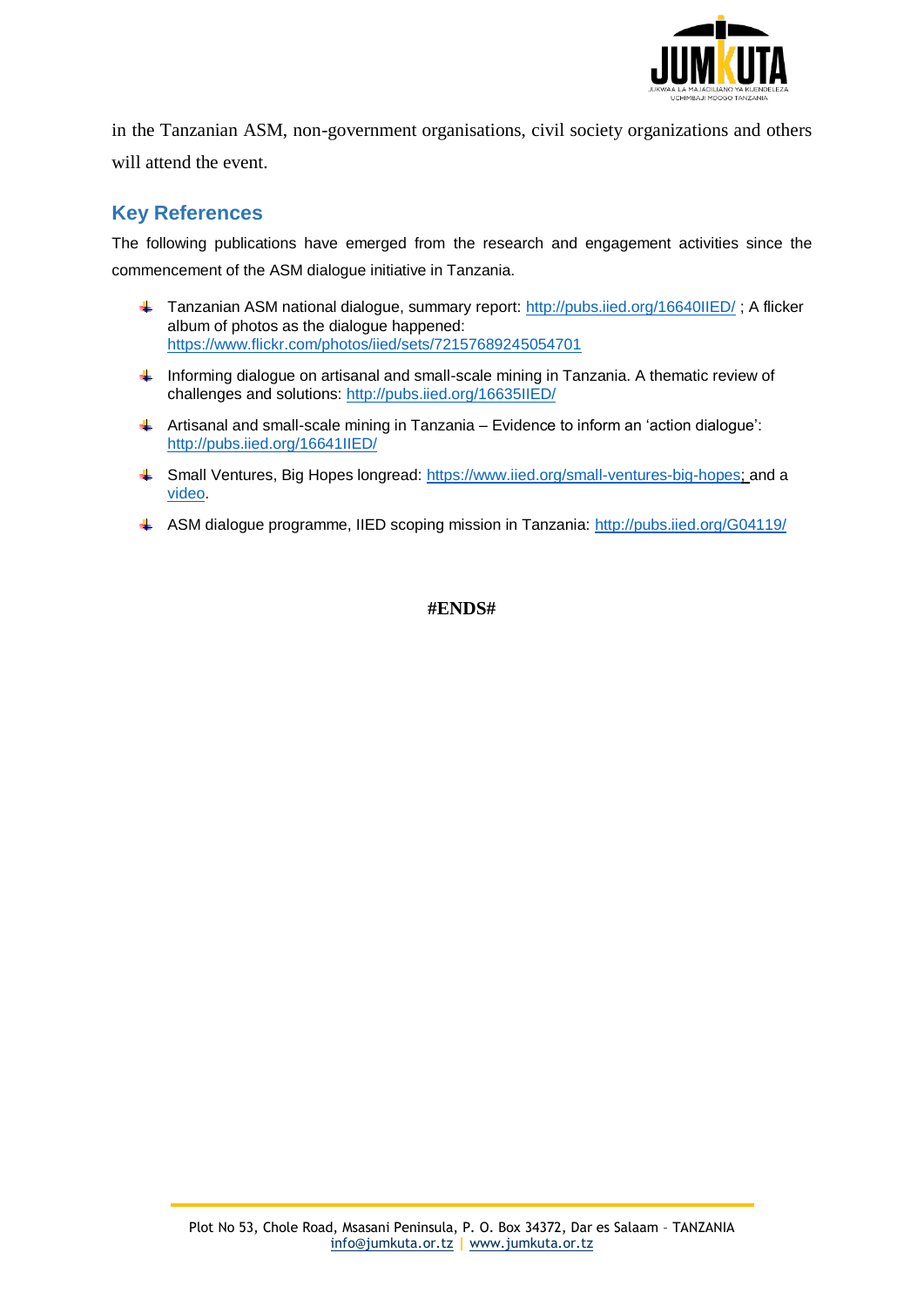in the Tanzanian ASM, non-government organisations, civil society organizations and others will attend the event.

## Key References

The following publications have emerged from the research and engagement activities since the commencement of the ASM dialogue initiative in Tanzania.

- Tanzanian ASM national dialogue, summary report: http://pubs.iied.org/16640IIED/ ; A flicker album of photos as the dialogue happened: https://www.flickr.com/photos/iied/sets/72157689245054701
- Informing dialogue on artisanal and small-scale mining in Tanzania. A thematic review of challenges and solutions: http://pubs.iied.org/16635IIED/
- Artisanal and small-scale mining in Tanzania – Evidence to inform an 'action dialogue': http://pubs.iied.org/16641IIED/
- Small Ventures, Big Hopes longread: https://www.iied.org/small-ventures-big-hopes; and a video.
- ASM dialogue programme, IIED scoping mission in Tanzania: http://pubs.iied.org/G04119/

**#ENDS#**